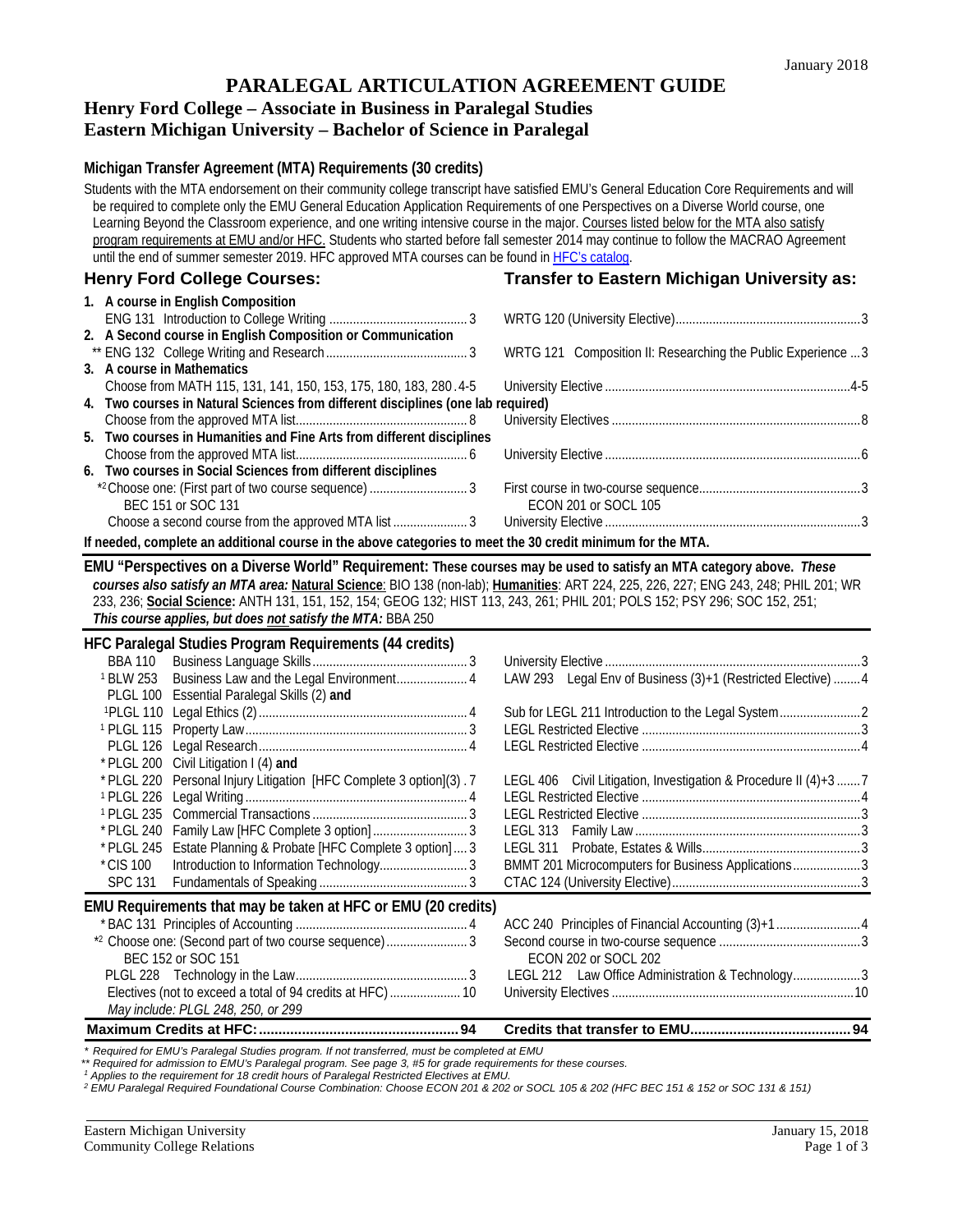January 2018

# PARALEGAL ARTICULATION AGREEMENT GUIDE

## Henry Ford College – Associate in Business in Paralegal Studies
## Eastern Michigan University – Bachelor of Science in Paralegal

### Michigan Transfer Agreement (MTA) Requirements (30 credits)

Students with the MTA endorsement on their community college transcript have satisfied EMU's General Education Core Requirements and will be required to complete only the EMU General Education Application Requirements of one Perspectives on a Diverse World course, one Learning Beyond the Classroom experience, and one writing intensive course in the major. Courses listed below for the MTA also satisfy program requirements at EMU and/or HFC. Students who started before fall semester 2014 may continue to follow the MACRAO Agreement until the end of summer semester 2019. HFC approved MTA courses can be found in HFC's catalog.

| Henry Ford College Courses: | | Transfer to Eastern Michigan University as: | |
|---|---|---|---|
| **1. A course in English Composition** | | | |
| ENG 131 Introduction to College Writing | 3 | WRTG 120 (University Elective) | 3 |
| **2. A Second course in English Composition or Communication** | | | |
| ** ENG 132 College Writing and Research | 3 | WRTG 121 Composition II: Researching the Public Experience | 3 |
| **3. A course in Mathematics** | | | |
| Choose from MATH 115, 131, 141, 150, 153, 175, 180, 183, 280 | 4-5 | University Elective | 4-5 |
| **4. Two courses in Natural Sciences from different disciplines (one lab required)** | | | |
| Choose from the approved MTA list | 8 | University Electives | 8 |
| **5. Two courses in Humanities and Fine Arts from different disciplines** | | | |
| Choose from the approved MTA list | 6 | University Elective | 6 |
| **6. Two courses in Social Sciences from different disciplines** | | | |
| *2 Choose one: (First part of two course sequence) BEC 151 or SOC 131 | 3 | First course in two-course sequence ECON 201 or SOCL 105 | 3 |
| Choose a second course from the approved MTA list | 3 | University Elective | 3 |

**If needed, complete an additional course in the above categories to meet the 30 credit minimum for the MTA.**

**EMU "Perspectives on a Diverse World" Requirement: These courses may be used to satisfy an MTA category above.** ***These courses also satisfy an MTA area:*** **Natural Science**: BIO 138 (non-lab); **Humanities**: ART 224, 225, 226, 227; ENG 243, 248; PHIL 201; WR 233, 236; **Social Science:** ANTH 131, 151, 152, 154; GEOG 132; HIST 113, 243, 261; PHIL 201; POLS 152; PSY 296; SOC 152, 251;
***This course applies, but does not satisfy the MTA:*** BBA 250

### HFC Paralegal Studies Program Requirements (44 credits)

| HFC Course | | Credits | EMU Equivalent | Credits |
|---|---|---|---|---|
| BBA 110 | Business Language Skills | 3 | University Elective | 3 |
| [1] BLW 253 | Business Law and the Legal Environment | 4 | LAW 293 Legal Env of Business (3)+1 (Restricted Elective) | 4 |
| PLGL 100 | Essential Paralegal Skills (2) **and** | | | |
| [1] PLGL 110 | Legal Ethics (2) | 4 | Sub for LEGL 211 Introduction to the Legal System | 2 |
| [1] PLGL 115 | Property Law | 3 | LEGL Restricted Elective | 3 |
| PLGL 126 | Legal Research | 4 | LEGL Restricted Elective | 4 |
| * PLGL 200 | Civil Litigation I (4) **and** | | | |
| * PLGL 220 | Personal Injury Litigation [HFC Complete 3 option](3) | 7 | LEGL 406 Civil Litigation, Investigation & Procedure II (4)+3 | 7 |
| [1] PLGL 226 | Legal Writing | 4 | LEGL Restricted Elective | 4 |
| [1] PLGL 235 | Commercial Transactions | 3 | LEGL Restricted Elective | 3 |
| * PLGL 240 | Family Law [HFC Complete 3 option] | 3 | LEGL 313 Family Law | 3 |
| * PLGL 245 | Estate Planning & Probate [HFC Complete 3 option] | 3 | LEGL 311 Probate, Estates & Wills | 3 |
| * CIS 100 | Introduction to Information Technology | 3 | BMMT 201 Microcomputers for Business Applications | 3 |
| SPC 131 | Fundamentals of Speaking | 3 | CTAC 124 (University Elective) | 3 |

### EMU Requirements that may be taken at HFC or EMU (20 credits)

| HFC Course | Credits | EMU Equivalent | Credits |
|---|---|---|---|
| * BAC 131 Principles of Accounting | 4 | ACC 240 Principles of Financial Accounting (3)+1 | 4 |
| *2 Choose one: (Second part of two course sequence) BEC 152 or SOC 151 | 3 | Second course in two-course sequence ECON 202 or SOCL 202 | 3 |
| PLGL 228 Technology in the Law | 3 | LEGL 212 Law Office Administration & Technology | 3 |
| Electives (not to exceed a total of 94 credits at HFC) *May include: PLGL 248, 250, or 299* | 10 | University Electives | 10 |
| **Maximum Credits at HFC:** | **94** | **Credits that transfer to EMU** | **94** |

*\* Required for EMU's Paralegal Studies program. If not transferred, must be completed at EMU*
*\*\* Required for admission to EMU's Paralegal program. See page 3, #5 for grade requirements for these courses.*
*[1] Applies to the requirement for 18 credit hours of Paralegal Restricted Electives at EMU.*
*[2] EMU Paralegal Required Foundational Course Combination: Choose ECON 201 & 202 or SOCL 105 & 202 (HFC BEC 151 & 152 or SOC 131 & 151)*

Eastern Michigan University
Community College Relations

January 15, 2018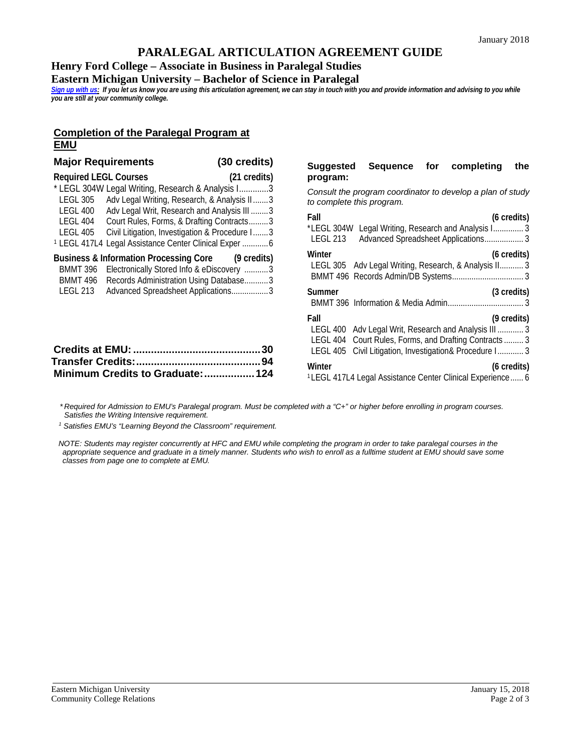January 2018

# PARALEGAL ARTICULATION AGREEMENT GUIDE

## Henry Ford College – Associate in Business in Paralegal Studies

## Eastern Michigan University – Bachelor of Science in Paralegal

***Sign up with us:** If you let us know you are using this articulation agreement, we can stay in touch with you and provide information and advising to you while you are still at your community college.*

### Completion of the Paralegal Program at EMU

**Major Requirements (30 credits)**

**Required LEGL Courses (21 credits)**

| Course | Title | Credits |
|---|---|---|
| * LEGL 304W | Legal Writing, Research & Analysis I | 3 |
| LEGL 305 | Adv Legal Writing, Research, & Analysis II | 3 |
| LEGL 400 | Adv Legal Writ, Research and Analysis III | 3 |
| LEGL 404 | Court Rules, Forms, & Drafting Contracts | 3 |
| LEGL 405 | Civil Litigation, Investigation & Procedure I | 3 |
| [1] LEGL 417L4 | Legal Assistance Center Clinical Exper | 6 |

**Business & Information Processing Core (9 credits)**

| Course | Title | Credits |
|---|---|---|
| BMMT 396 | Electronically Stored Info & eDiscovery | 3 |
| BMMT 496 | Records Administration Using Database | 3 |
| LEGL 213 | Advanced Spreadsheet Applications | 3 |

**Credits at EMU: 30**
**Transfer Credits: 94**
**Minimum Credits to Graduate: 124**

### Suggested Sequence for completing the program:

*Consult the program coordinator to develop a plan of study to complete this program.*

**Fall (6 credits)**
- *LEGL 304W Legal Writing, Research and Analysis I ... 3
- LEGL 213 Advanced Spreadsheet Applications ... 3

**Winter (6 credits)**
- LEGL 305 Adv Legal Writing, Research, & Analysis II ... 3
- BMMT 496 Records Admin/DB Systems ... 3

**Summer (3 credits)**
- BMMT 396 Information & Media Admin ... 3

**Fall (9 credits)**
- LEGL 400 Adv Legal Writ, Research and Analysis III ... 3
- LEGL 404 Court Rules, Forms, and Drafting Contracts ... 3
- LEGL 405 Civil Litigation, Investigation& Procedure I ... 3

**Winter (6 credits)**
- [1]LEGL 417L4 Legal Assistance Center Clinical Experience ... 6

*\* Required for Admission to EMU's Paralegal program. Must be completed with a "C+" or higher before enrolling in program courses. Satisfies the Writing Intensive requirement.*

*[1] Satisfies EMU's "Learning Beyond the Classroom" requirement.*

*NOTE: Students may register concurrently at HFC and EMU while completing the program in order to take paralegal courses in the appropriate sequence and graduate in a timely manner. Students who wish to enroll as a fulltime student at EMU should save some classes from page one to complete at EMU.*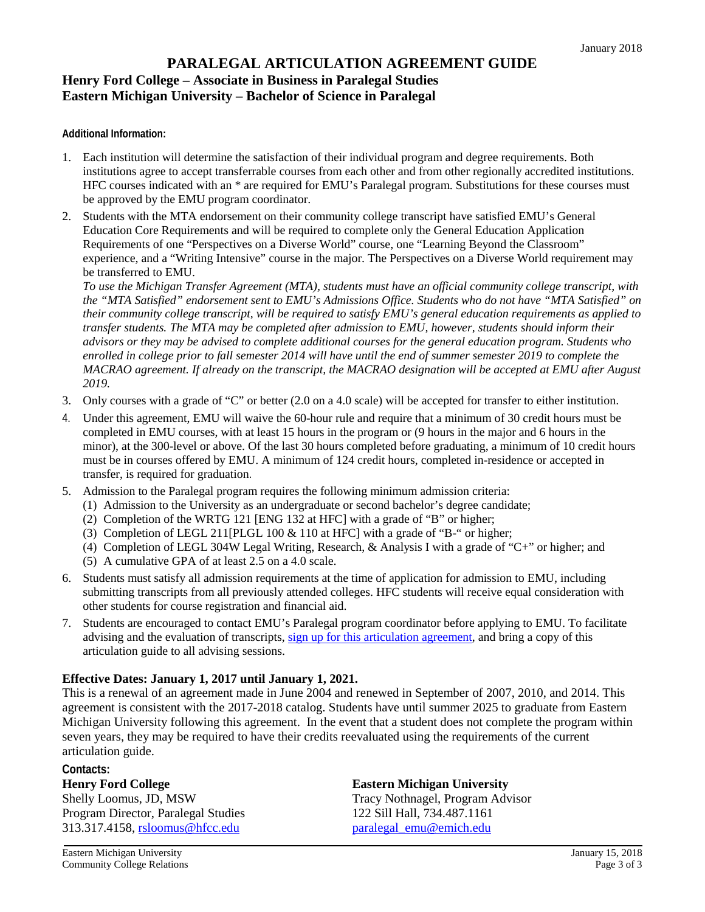January 2018

# PARALEGAL ARTICULATION AGREEMENT GUIDE

## Henry Ford College – Associate in Business in Paralegal Studies
## Eastern Michigan University – Bachelor of Science in Paralegal

**Additional Information:**

1. Each institution will determine the satisfaction of their individual program and degree requirements. Both institutions agree to accept transferrable courses from each other and from other regionally accredited institutions. HFC courses indicated with an * are required for EMU's Paralegal program. Substitutions for these courses must be approved by the EMU program coordinator.
2. Students with the MTA endorsement on their community college transcript have satisfied EMU's General Education Core Requirements and will be required to complete only the General Education Application Requirements of one "Perspectives on a Diverse World" course, one "Learning Beyond the Classroom" experience, and a "Writing Intensive" course in the major. The Perspectives on a Diverse World requirement may be transferred to EMU.
   *To use the Michigan Transfer Agreement (MTA), students must have an official community college transcript, with the "MTA Satisfied" endorsement sent to EMU's Admissions Office. Students who do not have "MTA Satisfied" on their community college transcript, will be required to satisfy EMU's general education requirements as applied to transfer students. The MTA may be completed after admission to EMU, however, students should inform their advisors or they may be advised to complete additional courses for the general education program. Students who enrolled in college prior to fall semester 2014 will have until the end of summer semester 2019 to complete the MACRAO agreement. If already on the transcript, the MACRAO designation will be accepted at EMU after August 2019.*
3. Only courses with a grade of "C" or better (2.0 on a 4.0 scale) will be accepted for transfer to either institution.
4. Under this agreement, EMU will waive the 60-hour rule and require that a minimum of 30 credit hours must be completed in EMU courses, with at least 15 hours in the program or (9 hours in the major and 6 hours in the minor), at the 300-level or above. Of the last 30 hours completed before graduating, a minimum of 10 credit hours must be in courses offered by EMU. A minimum of 124 credit hours, completed in-residence or accepted in transfer, is required for graduation.
5. Admission to the Paralegal program requires the following minimum admission criteria:
   (1) Admission to the University as an undergraduate or second bachelor's degree candidate;
   (2) Completion of the WRTG 121 [ENG 132 at HFC] with a grade of "B" or higher;
   (3) Completion of LEGL 211[PLGL 100 & 110 at HFC] with a grade of "B-" or higher;
   (4) Completion of LEGL 304W Legal Writing, Research, & Analysis I with a grade of "C+" or higher; and
   (5) A cumulative GPA of at least 2.5 on a 4.0 scale.
6. Students must satisfy all admission requirements at the time of application for admission to EMU, including submitting transcripts from all previously attended colleges. HFC students will receive equal consideration with other students for course registration and financial aid.
7. Students are encouraged to contact EMU's Paralegal program coordinator before applying to EMU. To facilitate advising and the evaluation of transcripts, sign up for this articulation agreement, and bring a copy of this articulation guide to all advising sessions.

**Effective Dates: January 1, 2017 until January 1, 2021.**

This is a renewal of an agreement made in June 2004 and renewed in September of 2007, 2010, and 2014. This agreement is consistent with the 2017-2018 catalog. Students have until summer 2025 to graduate from Eastern Michigan University following this agreement. In the event that a student does not complete the program within seven years, they may be required to have their credits reevaluated using the requirements of the current articulation guide.

**Contacts:**

**Henry Ford College**
Shelly Loomus, JD, MSW
Program Director, Paralegal Studies
313.317.4158, rsloomus@hfcc.edu

**Eastern Michigan University**
Tracy Nothnagel, Program Advisor
122 Sill Hall, 734.487.1161
paralegal_emu@emich.edu